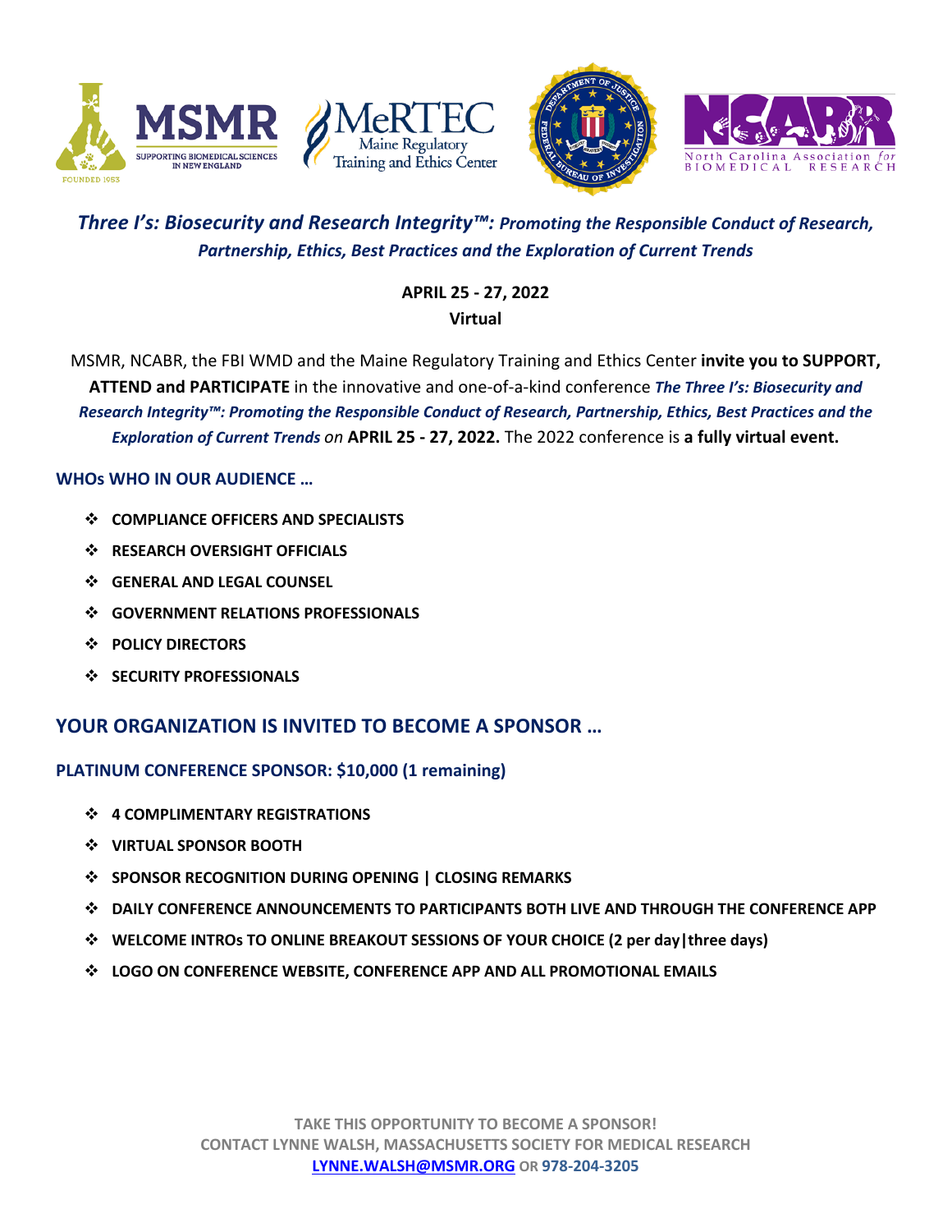MSMR — SUPPORTING BIOMEDICAL SCIENCES IN NEW ENGLAND — FOUNDED 1953

MeRTEC — Maine Regulatory Training and Ethics Center

North Carolina Association for Biomedical Research

# *Three I's: Biosecurity and Research Integrity™: Promoting the Responsible Conduct of Research, Partnership, Ethics, Best Practices and the Exploration of Current Trends*

**APRIL 25 - 27, 2022**
**Virtual**

MSMR, NCABR, the FBI WMD and the Maine Regulatory Training and Ethics Center **invite you to SUPPORT, ATTEND and PARTICIPATE** in the innovative and one-of-a-kind conference ***The Three I's: Biosecurity and Research Integrity™: Promoting the Responsible Conduct of Research, Partnership, Ethics, Best Practices and the Exploration of Current Trends*** *on* **APRIL 25 - 27, 2022.** The 2022 conference is **a fully virtual event.**

### WHOs WHO IN OUR AUDIENCE …

- **COMPLIANCE OFFICERS AND SPECIALISTS**
- **RESEARCH OVERSIGHT OFFICIALS**
- **GENERAL AND LEGAL COUNSEL**
- **GOVERNMENT RELATIONS PROFESSIONALS**
- **POLICY DIRECTORS**
- **SECURITY PROFESSIONALS**

## YOUR ORGANIZATION IS INVITED TO BECOME A SPONSOR …

### PLATINUM CONFERENCE SPONSOR: $10,000 (1 remaining)

- **4 COMPLIMENTARY REGISTRATIONS**
- **VIRTUAL SPONSOR BOOTH**
- **SPONSOR RECOGNITION DURING OPENING | CLOSING REMARKS**
- **DAILY CONFERENCE ANNOUNCEMENTS TO PARTICIPANTS BOTH LIVE AND THROUGH THE CONFERENCE APP**
- **WELCOME INTROs TO ONLINE BREAKOUT SESSIONS OF YOUR CHOICE (2 per day|three days)**
- **LOGO ON CONFERENCE WEBSITE, CONFERENCE APP AND ALL PROMOTIONAL EMAILS**

**TAKE THIS OPPORTUNITY TO BECOME A SPONSOR!**
**CONTACT LYNNE WALSH, MASSACHUSETTS SOCIETY FOR MEDICAL RESEARCH**
**LYNNE.WALSH@MSMR.ORG OR 978-204-3205**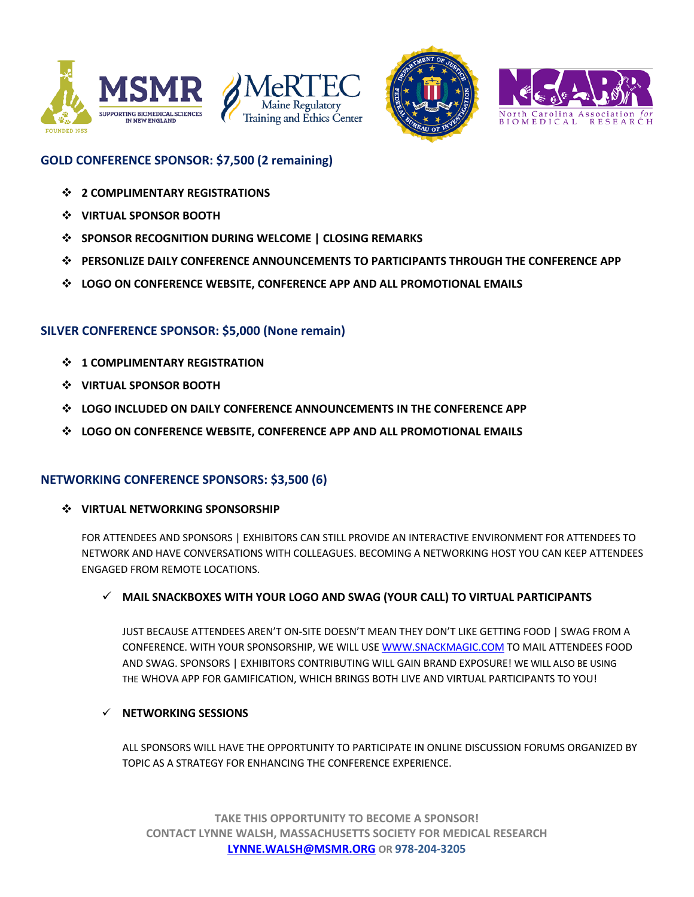## GOLD CONFERENCE SPONSOR: $7,500 (2 remaining)

- **2 COMPLIMENTARY REGISTRATIONS**
- **VIRTUAL SPONSOR BOOTH**
- **SPONSOR RECOGNITION DURING WELCOME | CLOSING REMARKS**
- **PERSONLIZE DAILY CONFERENCE ANNOUNCEMENTS TO PARTICIPANTS THROUGH THE CONFERENCE APP**
- **LOGO ON CONFERENCE WEBSITE, CONFERENCE APP AND ALL PROMOTIONAL EMAILS**

## SILVER CONFERENCE SPONSOR: $5,000 (None remain)

- **1 COMPLIMENTARY REGISTRATION**
- **VIRTUAL SPONSOR BOOTH**
- **LOGO INCLUDED ON DAILY CONFERENCE ANNOUNCEMENTS IN THE CONFERENCE APP**
- **LOGO ON CONFERENCE WEBSITE, CONFERENCE APP AND ALL PROMOTIONAL EMAILS**

## NETWORKING CONFERENCE SPONSORS: $3,500 (6)

- **VIRTUAL NETWORKING SPONSORSHIP**

  FOR ATTENDEES AND SPONSORS | EXHIBITORS CAN STILL PROVIDE AN INTERACTIVE ENVIRONMENT FOR ATTENDEES TO NETWORK AND HAVE CONVERSATIONS WITH COLLEAGUES. BECOMING A NETWORKING HOST YOU CAN KEEP ATTENDEES ENGAGED FROM REMOTE LOCATIONS.

  - ✓ **MAIL SNACKBOXES WITH YOUR LOGO AND SWAG (YOUR CALL) TO VIRTUAL PARTICIPANTS**

    JUST BECAUSE ATTENDEES AREN'T ON-SITE DOESN'T MEAN THEY DON'T LIKE GETTING FOOD | SWAG FROM A CONFERENCE. WITH YOUR SPONSORSHIP, WE WILL USE [WWW.SNACKMAGIC.COM](http://www.snackmagic.com) TO MAIL ATTENDEES FOOD AND SWAG. SPONSORS | EXHIBITORS CONTRIBUTING WILL GAIN BRAND EXPOSURE! WE WILL ALSO BE USING THE WHOVA APP FOR GAMIFICATION, WHICH BRINGS BOTH LIVE AND VIRTUAL PARTICIPANTS TO YOU!

  - ✓ **NETWORKING SESSIONS**

    ALL SPONSORS WILL HAVE THE OPPORTUNITY TO PARTICIPATE IN ONLINE DISCUSSION FORUMS ORGANIZED BY TOPIC AS A STRATEGY FOR ENHANCING THE CONFERENCE EXPERIENCE.

**TAKE THIS OPPORTUNITY TO BECOME A SPONSOR!**
**CONTACT LYNNE WALSH, MASSACHUSETTS SOCIETY FOR MEDICAL RESEARCH**
**[LYNNE.WALSH@MSMR.ORG](mailto:LYNNE.WALSH@MSMR.ORG) OR 978-204-3205**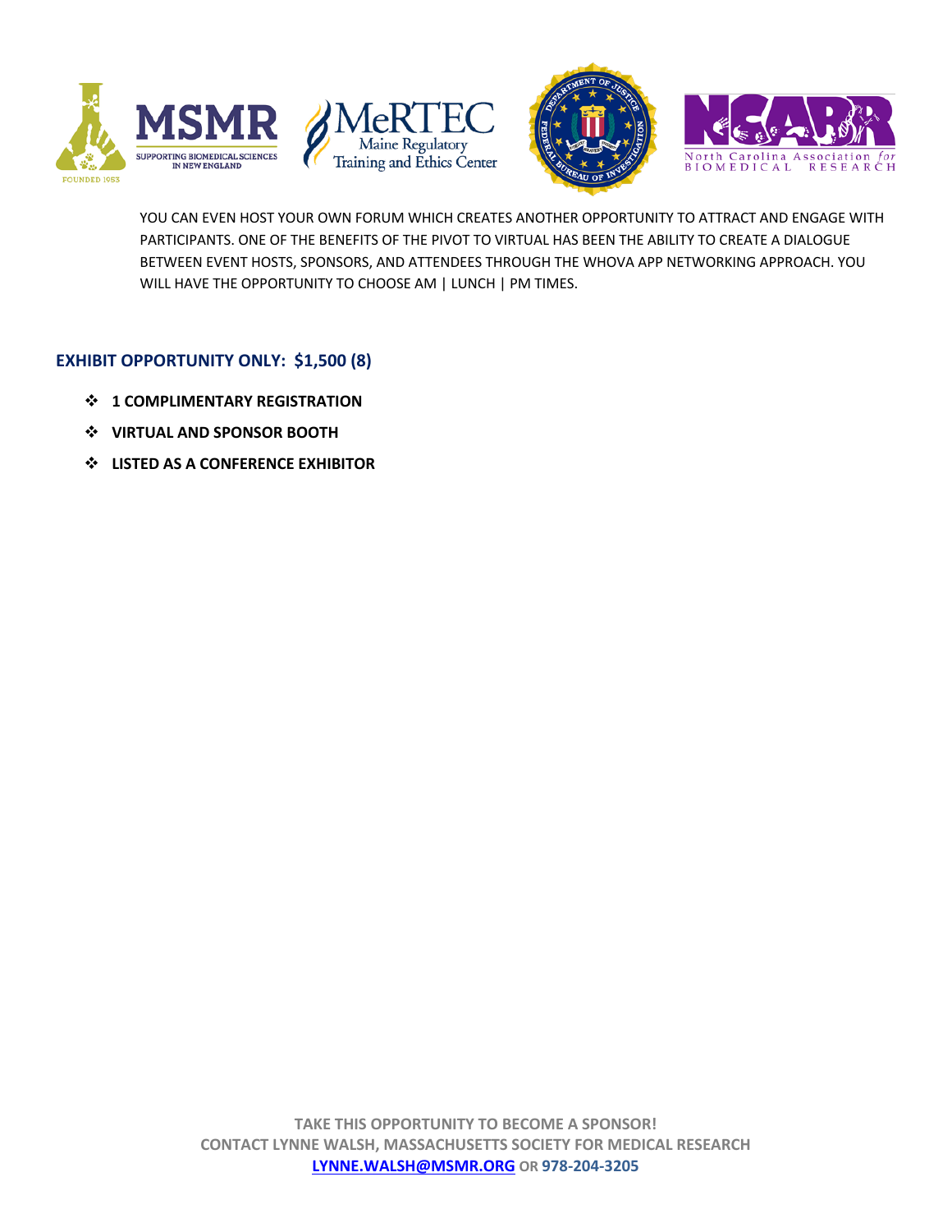YOU CAN EVEN HOST YOUR OWN FORUM WHICH CREATES ANOTHER OPPORTUNITY TO ATTRACT AND ENGAGE WITH PARTICIPANTS. ONE OF THE BENEFITS OF THE PIVOT TO VIRTUAL HAS BEEN THE ABILITY TO CREATE A DIALOGUE BETWEEN EVENT HOSTS, SPONSORS, AND ATTENDEES THROUGH THE WHOVA APP NETWORKING APPROACH. YOU WILL HAVE THE OPPORTUNITY TO CHOOSE AM | LUNCH | PM TIMES.

## EXHIBIT OPPORTUNITY ONLY: $1,500 (8)

- **1 COMPLIMENTARY REGISTRATION**
- **VIRTUAL AND SPONSOR BOOTH**
- **LISTED AS A CONFERENCE EXHIBITOR**

**TAKE THIS OPPORTUNITY TO BECOME A SPONSOR!**
**CONTACT LYNNE WALSH, MASSACHUSETTS SOCIETY FOR MEDICAL RESEARCH**
**LYNNE.WALSH@MSMR.ORG OR 978-204-3205**